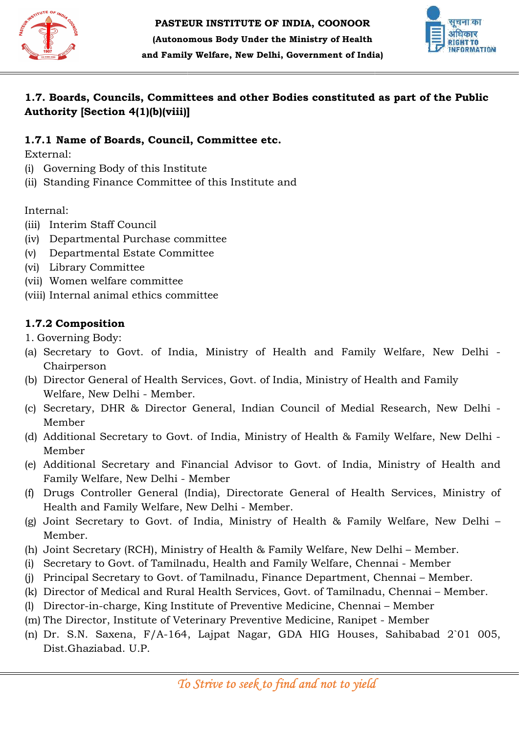## 1.7. Boards, Councils, Committees and other Bodies constituted as part of the Public Authority [Section 4(1)(b)(viii)]

### 1.7.1 Name of Boards, Council, Committee etc.

External:

(i) Governing Body of this Institute
(ii) Standing Finance Committee of this Institute and

Internal:

(iii) Interim Staff Council
(iv) Departmental Purchase committee
(v) Departmental Estate Committee
(vi) Library Committee
(vii) Women welfare committee
(viii) Internal animal ethics committee

### 1.7.2 Composition

1. Governing Body:

(a) Secretary to Govt. of India, Ministry of Health and Family Welfare, New Delhi - Chairperson
(b) Director General of Health Services, Govt. of India, Ministry of Health and Family Welfare, New Delhi - Member.
(c) Secretary, DHR & Director General, Indian Council of Medial Research, New Delhi - Member
(d) Additional Secretary to Govt. of India, Ministry of Health & Family Welfare, New Delhi - Member
(e) Additional Secretary and Financial Advisor to Govt. of India, Ministry of Health and Family Welfare, New Delhi - Member
(f) Drugs Controller General (India), Directorate General of Health Services, Ministry of Health and Family Welfare, New Delhi - Member.
(g) Joint Secretary to Govt. of India, Ministry of Health & Family Welfare, New Delhi – Member.
(h) Joint Secretary (RCH), Ministry of Health & Family Welfare, New Delhi – Member.
(i) Secretary to Govt. of Tamilnadu, Health and Family Welfare, Chennai - Member
(j) Principal Secretary to Govt. of Tamilnadu, Finance Department, Chennai – Member.
(k) Director of Medical and Rural Health Services, Govt. of Tamilnadu, Chennai – Member.
(l) Director-in-charge, King Institute of Preventive Medicine, Chennai – Member
(m) The Director, Institute of Veterinary Preventive Medicine, Ranipet - Member
(n) Dr. S.N. Saxena, F/A-164, Lajpat Nagar, GDA HIG Houses, Sahibabad 2`01 005, Dist.Ghaziabad. U.P.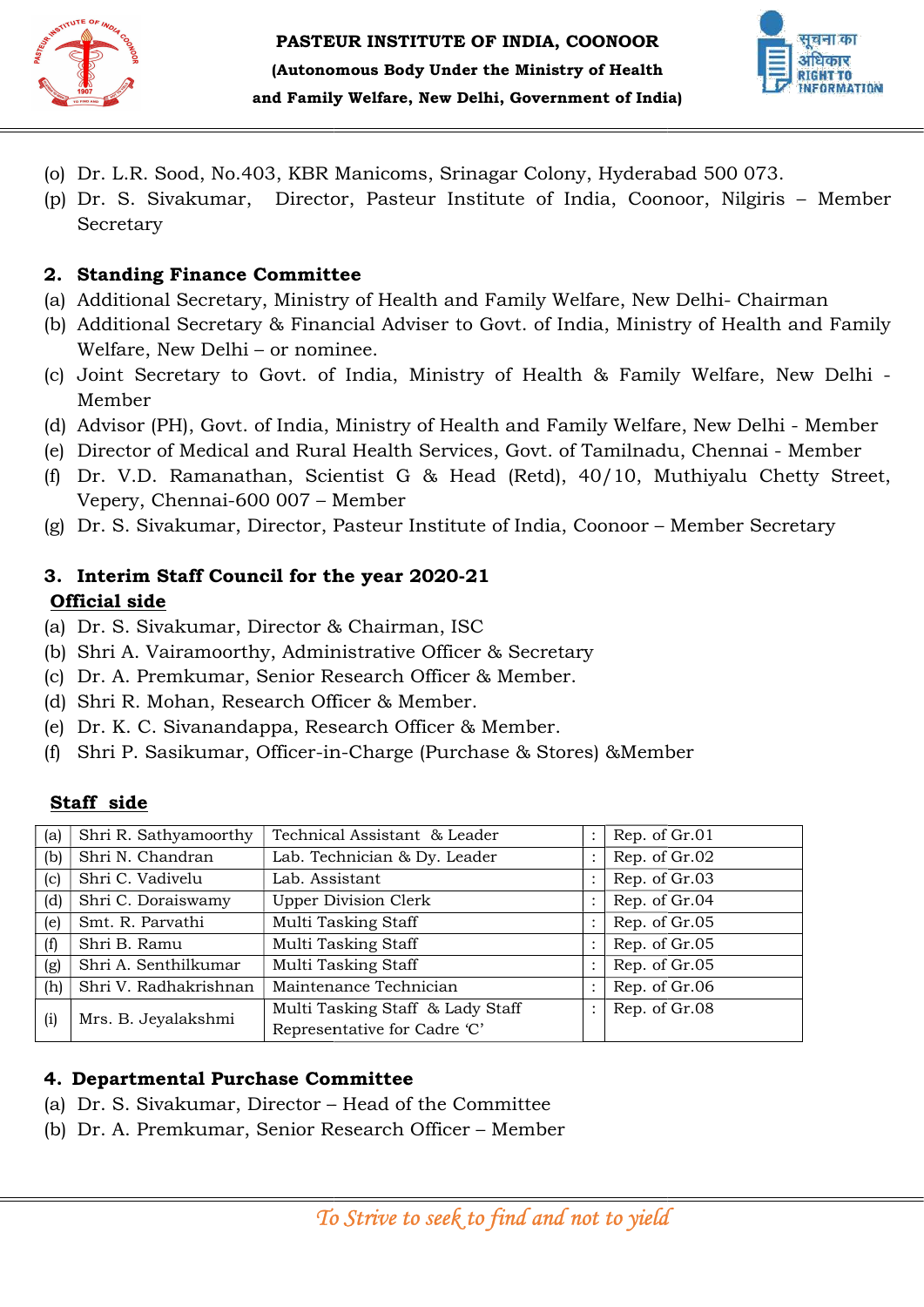(o) Dr. L.R. Sood, No.403, KBR Manicoms, Srinagar Colony, Hyderabad 500 073.
(p) Dr. S. Sivakumar, Director, Pasteur Institute of India, Coonoor, Nilgiris – Member Secretary

## 2. Standing Finance Committee

(a) Additional Secretary, Ministry of Health and Family Welfare, New Delhi- Chairman
(b) Additional Secretary & Financial Adviser to Govt. of India, Ministry of Health and Family Welfare, New Delhi – or nominee.
(c) Joint Secretary to Govt. of India, Ministry of Health & Family Welfare, New Delhi - Member
(d) Advisor (PH), Govt. of India, Ministry of Health and Family Welfare, New Delhi - Member
(e) Director of Medical and Rural Health Services, Govt. of Tamilnadu, Chennai - Member
(f) Dr. V.D. Ramanathan, Scientist G & Head (Retd), 40/10, Muthiyalu Chetty Street, Vepery, Chennai-600 007 – Member
(g) Dr. S. Sivakumar, Director, Pasteur Institute of India, Coonoor – Member Secretary

## 3. Interim Staff Council for the year 2020-21

**Official side**

(a) Dr. S. Sivakumar, Director & Chairman, ISC
(b) Shri A. Vairamoorthy, Administrative Officer & Secretary
(c) Dr. A. Premkumar, Senior Research Officer & Member.
(d) Shri R. Mohan, Research Officer & Member.
(e) Dr. K. C. Sivanandappa, Research Officer & Member.
(f) Shri P. Sasikumar, Officer-in-Charge (Purchase & Stores) &Member

**Staff side**

| | | | | |
|---|---|---|---|---|
| (a) | Shri R. Sathyamoorthy | Technical Assistant & Leader | : | Rep. of Gr.01 |
| (b) | Shri N. Chandran | Lab. Technician & Dy. Leader | : | Rep. of Gr.02 |
| (c) | Shri C. Vadivelu | Lab. Assistant | : | Rep. of Gr.03 |
| (d) | Shri C. Doraiswamy | Upper Division Clerk | : | Rep. of Gr.04 |
| (e) | Smt. R. Parvathi | Multi Tasking Staff | : | Rep. of Gr.05 |
| (f) | Shri B. Ramu | Multi Tasking Staff | : | Rep. of Gr.05 |
| (g) | Shri A. Senthilkumar | Multi Tasking Staff | : | Rep. of Gr.05 |
| (h) | Shri V. Radhakrishnan | Maintenance Technician | : | Rep. of Gr.06 |
| (i) | Mrs. B. Jeyalakshmi | Multi Tasking Staff & Lady Staff Representative for Cadre 'C' | : | Rep. of Gr.08 |

## 4. Departmental Purchase Committee

(a) Dr. S. Sivakumar, Director – Head of the Committee
(b) Dr. A. Premkumar, Senior Research Officer – Member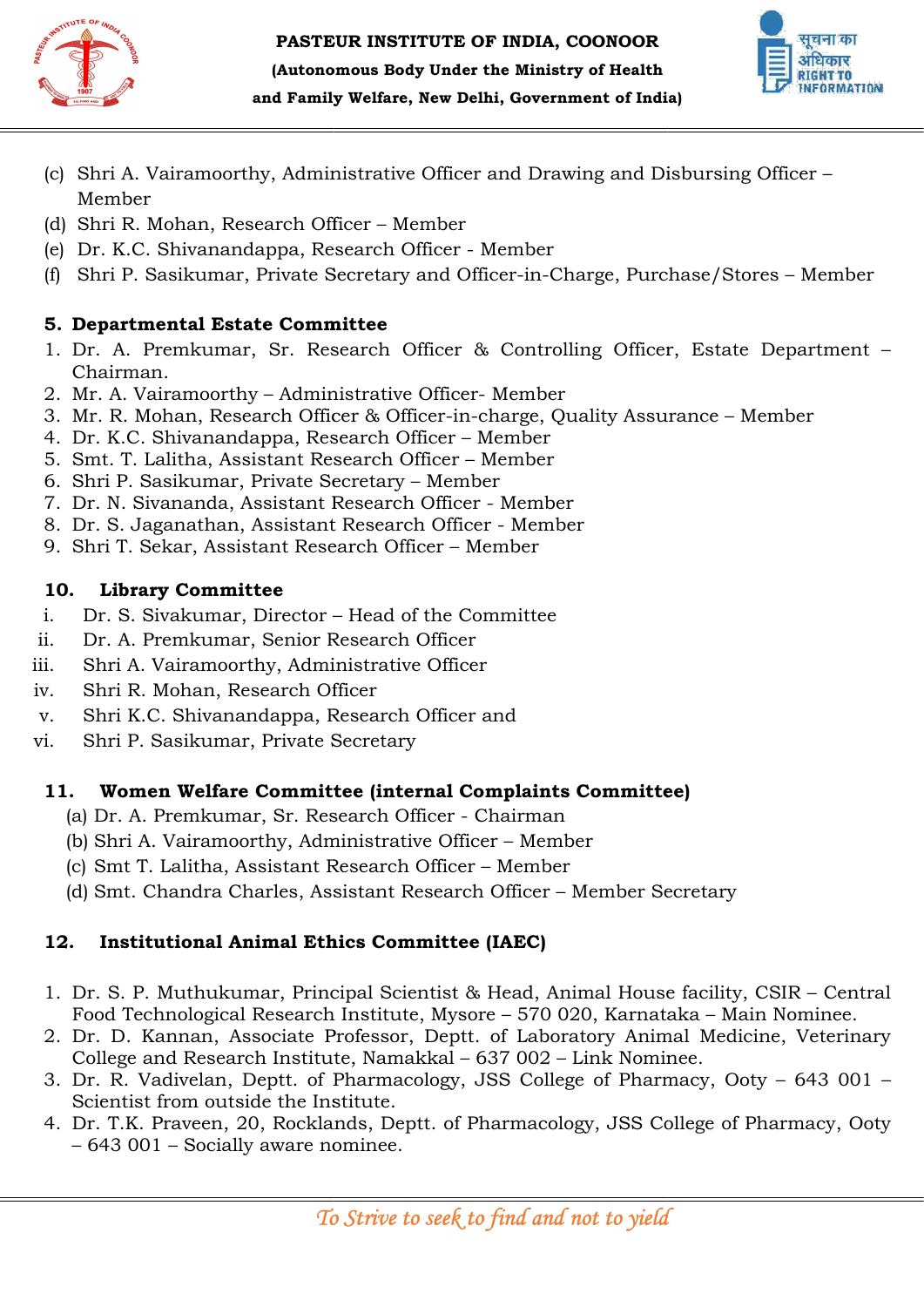(c) Shri A. Vairamoorthy, Administrative Officer and Drawing and Disbursing Officer – Member
(d) Shri R. Mohan, Research Officer – Member
(e) Dr. K.C. Shivanandappa, Research Officer - Member
(f) Shri P. Sasikumar, Private Secretary and Officer-in-Charge, Purchase/Stores – Member

**5. Departmental Estate Committee**

1. Dr. A. Premkumar, Sr. Research Officer & Controlling Officer, Estate Department – Chairman.
2. Mr. A. Vairamoorthy – Administrative Officer- Member
3. Mr. R. Mohan, Research Officer & Officer-in-charge, Quality Assurance – Member
4. Dr. K.C. Shivanandappa, Research Officer – Member
5. Smt. T. Lalitha, Assistant Research Officer – Member
6. Shri P. Sasikumar, Private Secretary – Member
7. Dr. N. Sivananda, Assistant Research Officer - Member
8. Dr. S. Jaganathan, Assistant Research Officer - Member
9. Shri T. Sekar, Assistant Research Officer – Member

**10. Library Committee**

i. Dr. S. Sivakumar, Director – Head of the Committee
ii. Dr. A. Premkumar, Senior Research Officer
iii. Shri A. Vairamoorthy, Administrative Officer
iv. Shri R. Mohan, Research Officer
v. Shri K.C. Shivanandappa, Research Officer and
vi. Shri P. Sasikumar, Private Secretary

**11. Women Welfare Committee (internal Complaints Committee)**

(a) Dr. A. Premkumar, Sr. Research Officer - Chairman
(b) Shri A. Vairamoorthy, Administrative Officer – Member
(c) Smt T. Lalitha, Assistant Research Officer – Member
(d) Smt. Chandra Charles, Assistant Research Officer – Member Secretary

**12. Institutional Animal Ethics Committee (IAEC)**

1. Dr. S. P. Muthukumar, Principal Scientist & Head, Animal House facility, CSIR – Central Food Technological Research Institute, Mysore – 570 020, Karnataka – Main Nominee.
2. Dr. D. Kannan, Associate Professor, Deptt. of Laboratory Animal Medicine, Veterinary College and Research Institute, Namakkal – 637 002 – Link Nominee.
3. Dr. R. Vadivelan, Deptt. of Pharmacology, JSS College of Pharmacy, Ooty – 643 001 – Scientist from outside the Institute.
4. Dr. T.K. Praveen, 20, Rocklands, Deptt. of Pharmacology, JSS College of Pharmacy, Ooty – 643 001 – Socially aware nominee.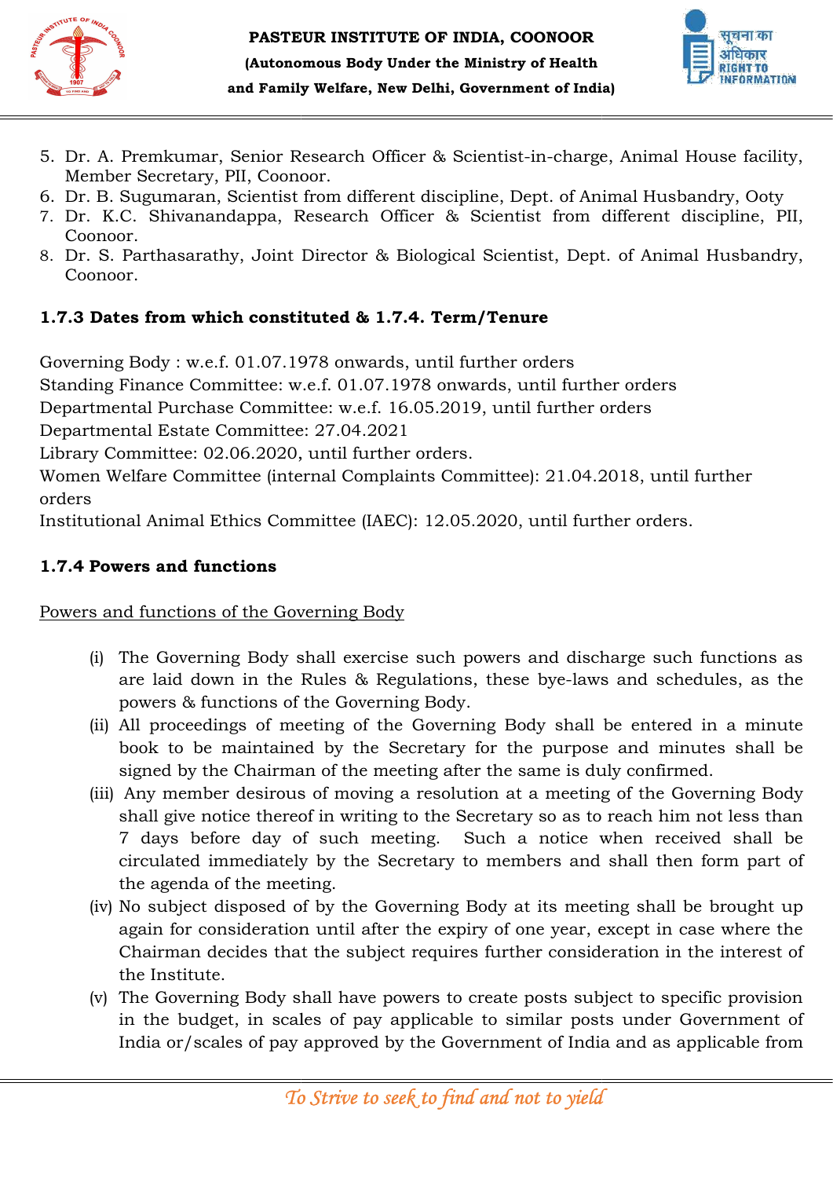5. Dr. A. Premkumar, Senior Research Officer & Scientist-in-charge, Animal House facility, Member Secretary, PII, Coonoor.
6. Dr. B. Sugumaran, Scientist from different discipline, Dept. of Animal Husbandry, Ooty
7. Dr. K.C. Shivanandappa, Research Officer & Scientist from different discipline, PII, Coonoor.
8. Dr. S. Parthasarathy, Joint Director & Biological Scientist, Dept. of Animal Husbandry, Coonoor.

**1.7.3 Dates from which constituted & 1.7.4. Term/Tenure**

Governing Body : w.e.f. 01.07.1978 onwards, until further orders
Standing Finance Committee: w.e.f. 01.07.1978 onwards, until further orders
Departmental Purchase Committee: w.e.f. 16.05.2019, until further orders
Departmental Estate Committee: 27.04.2021
Library Committee: 02.06.2020, until further orders.
Women Welfare Committee (internal Complaints Committee): 21.04.2018, until further orders
Institutional Animal Ethics Committee (IAEC): 12.05.2020, until further orders.

**1.7.4 Powers and functions**

Powers and functions of the Governing Body

(i) The Governing Body shall exercise such powers and discharge such functions as are laid down in the Rules & Regulations, these bye-laws and schedules, as the powers & functions of the Governing Body.
(ii) All proceedings of meeting of the Governing Body shall be entered in a minute book to be maintained by the Secretary for the purpose and minutes shall be signed by the Chairman of the meeting after the same is duly confirmed.
(iii) Any member desirous of moving a resolution at a meeting of the Governing Body shall give notice thereof in writing to the Secretary so as to reach him not less than 7 days before day of such meeting. Such a notice when received shall be circulated immediately by the Secretary to members and shall then form part of the agenda of the meeting.
(iv) No subject disposed of by the Governing Body at its meeting shall be brought up again for consideration until after the expiry of one year, except in case where the Chairman decides that the subject requires further consideration in the interest of the Institute.
(v) The Governing Body shall have powers to create posts subject to specific provision in the budget, in scales of pay applicable to similar posts under Government of India or/scales of pay approved by the Government of India and as applicable from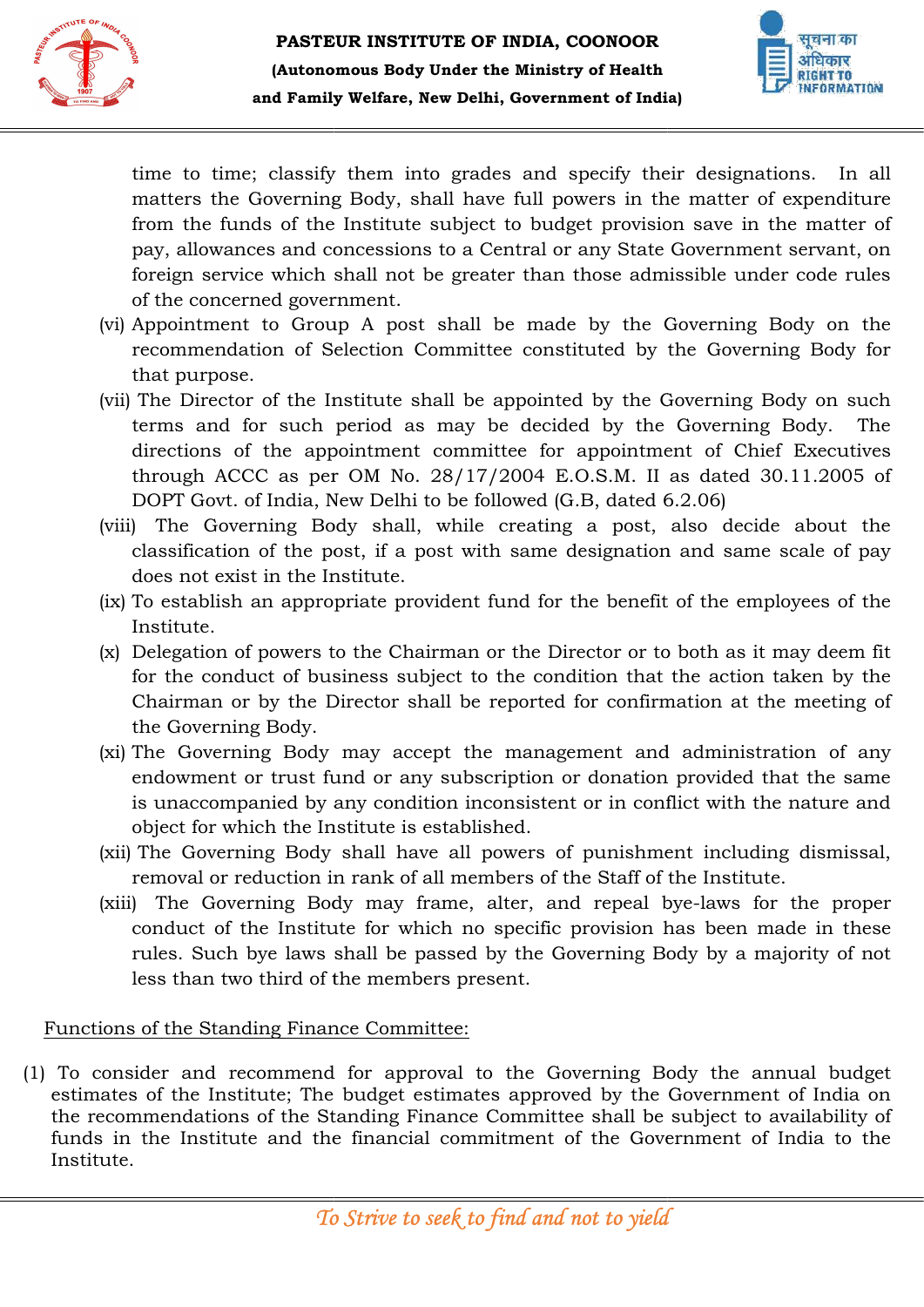time to time; classify them into grades and specify their designations. In all matters the Governing Body, shall have full powers in the matter of expenditure from the funds of the Institute subject to budget provision save in the matter of pay, allowances and concessions to a Central or any State Government servant, on foreign service which shall not be greater than those admissible under code rules of the concerned government.

(vi) Appointment to Group A post shall be made by the Governing Body on the recommendation of Selection Committee constituted by the Governing Body for that purpose.

(vii) The Director of the Institute shall be appointed by the Governing Body on such terms and for such period as may be decided by the Governing Body. The directions of the appointment committee for appointment of Chief Executives through ACCC as per OM No. 28/17/2004 E.O.S.M. II as dated 30.11.2005 of DOPT Govt. of India, New Delhi to be followed (G.B, dated 6.2.06)

(viii) The Governing Body shall, while creating a post, also decide about the classification of the post, if a post with same designation and same scale of pay does not exist in the Institute.

(ix) To establish an appropriate provident fund for the benefit of the employees of the Institute.

(x) Delegation of powers to the Chairman or the Director or to both as it may deem fit for the conduct of business subject to the condition that the action taken by the Chairman or by the Director shall be reported for confirmation at the meeting of the Governing Body.

(xi) The Governing Body may accept the management and administration of any endowment or trust fund or any subscription or donation provided that the same is unaccompanied by any condition inconsistent or in conflict with the nature and object for which the Institute is established.

(xii) The Governing Body shall have all powers of punishment including dismissal, removal or reduction in rank of all members of the Staff of the Institute.

(xiii) The Governing Body may frame, alter, and repeal bye-laws for the proper conduct of the Institute for which no specific provision has been made in these rules. Such bye laws shall be passed by the Governing Body by a majority of not less than two third of the members present.

Functions of the Standing Finance Committee:

(1) To consider and recommend for approval to the Governing Body the annual budget estimates of the Institute; The budget estimates approved by the Government of India on the recommendations of the Standing Finance Committee shall be subject to availability of funds in the Institute and the financial commitment of the Government of India to the Institute.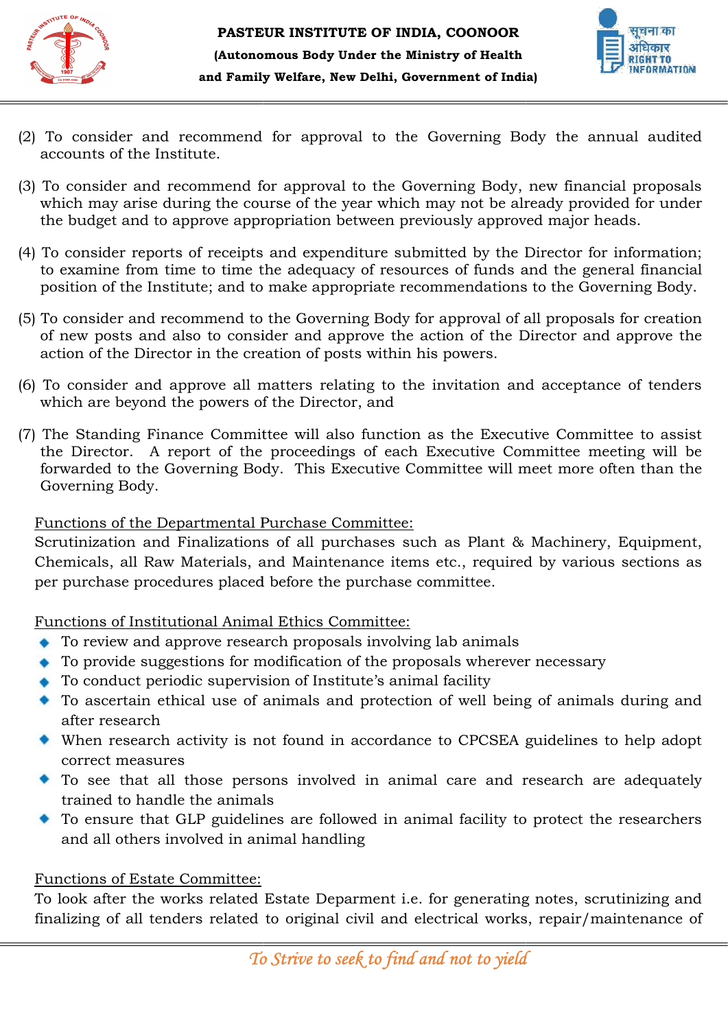(2) To consider and recommend for approval to the Governing Body the annual audited accounts of the Institute.

(3) To consider and recommend for approval to the Governing Body, new financial proposals which may arise during the course of the year which may not be already provided for under the budget and to approve appropriation between previously approved major heads.

(4) To consider reports of receipts and expenditure submitted by the Director for information; to examine from time to time the adequacy of resources of funds and the general financial position of the Institute; and to make appropriate recommendations to the Governing Body.

(5) To consider and recommend to the Governing Body for approval of all proposals for creation of new posts and also to consider and approve the action of the Director and approve the action of the Director in the creation of posts within his powers.

(6) To consider and approve all matters relating to the invitation and acceptance of tenders which are beyond the powers of the Director, and

(7) The Standing Finance Committee will also function as the Executive Committee to assist the Director. A report of the proceedings of each Executive Committee meeting will be forwarded to the Governing Body. This Executive Committee will meet more often than the Governing Body.

Functions of the Departmental Purchase Committee:

Scrutinization and Finalizations of all purchases such as Plant & Machinery, Equipment, Chemicals, all Raw Materials, and Maintenance items etc., required by various sections as per purchase procedures placed before the purchase committee.

Functions of Institutional Animal Ethics Committee:

- To review and approve research proposals involving lab animals
- To provide suggestions for modification of the proposals wherever necessary
- To conduct periodic supervision of Institute's animal facility
- To ascertain ethical use of animals and protection of well being of animals during and after research
- When research activity is not found in accordance to CPCSEA guidelines to help adopt correct measures
- To see that all those persons involved in animal care and research are adequately trained to handle the animals
- To ensure that GLP guidelines are followed in animal facility to protect the researchers and all others involved in animal handling

Functions of Estate Committee:

To look after the works related Estate Deparment i.e. for generating notes, scrutinizing and finalizing of all tenders related to original civil and electrical works, repair/maintenance of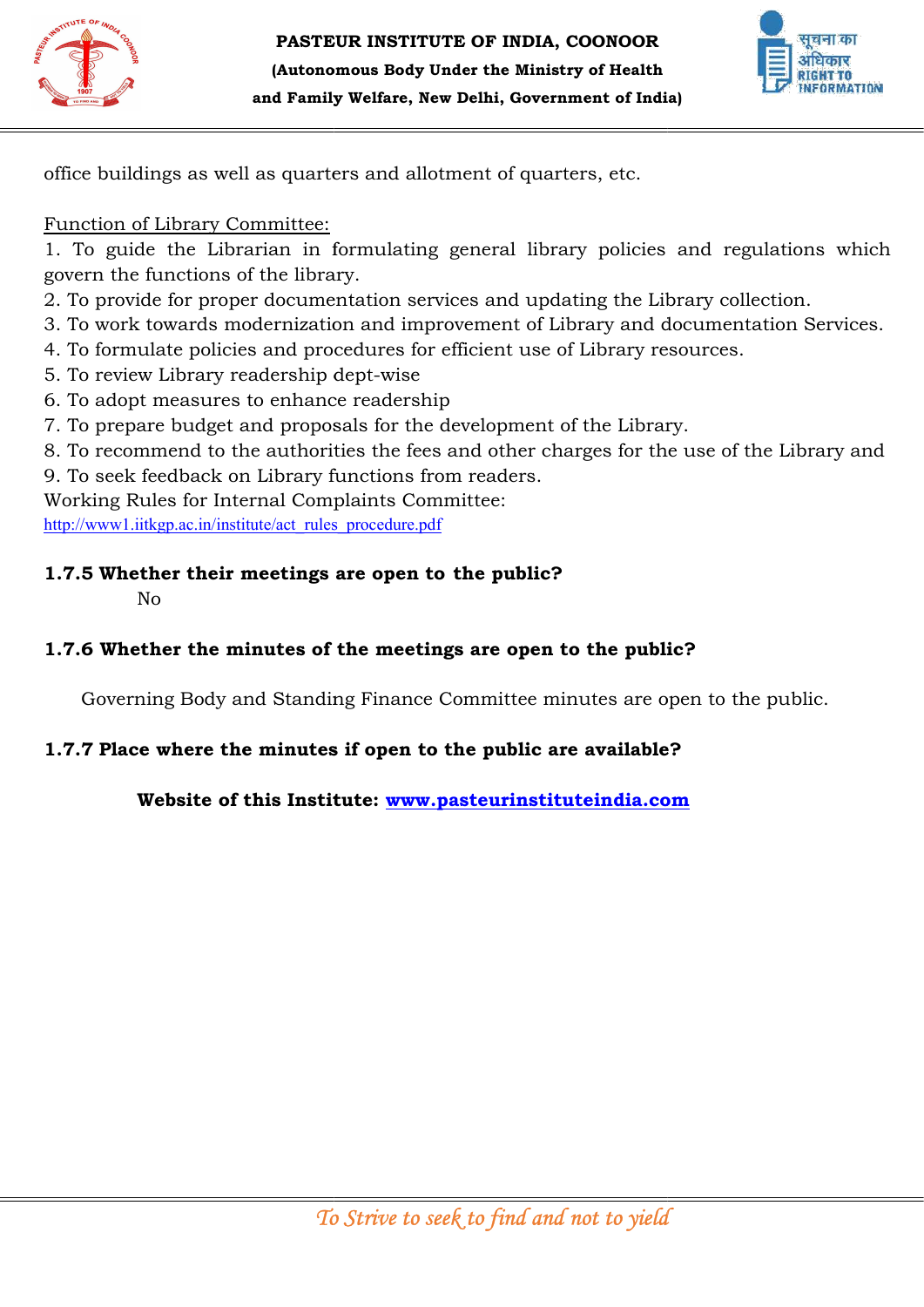office buildings as well as quarters and allotment of quarters, etc.

Function of Library Committee:

1. To guide the Librarian in formulating general library policies and regulations which govern the functions of the library.
2. To provide for proper documentation services and updating the Library collection.
3. To work towards modernization and improvement of Library and documentation Services.
4. To formulate policies and procedures for efficient use of Library resources.
5. To review Library readership dept-wise
6. To adopt measures to enhance readership
7. To prepare budget and proposals for the development of the Library.
8. To recommend to the authorities the fees and other charges for the use of the Library and
9. To seek feedback on Library functions from readers.

Working Rules for Internal Complaints Committee:
http://www1.iitkgp.ac.in/institute/act_rules_procedure.pdf

**1.7.5 Whether their meetings are open to the public?**

No

**1.7.6 Whether the minutes of the meetings are open to the public?**

Governing Body and Standing Finance Committee minutes are open to the public.

**1.7.7 Place where the minutes if open to the public are available?**

**Website of this Institute: www.pasteurinstituteindia.com**